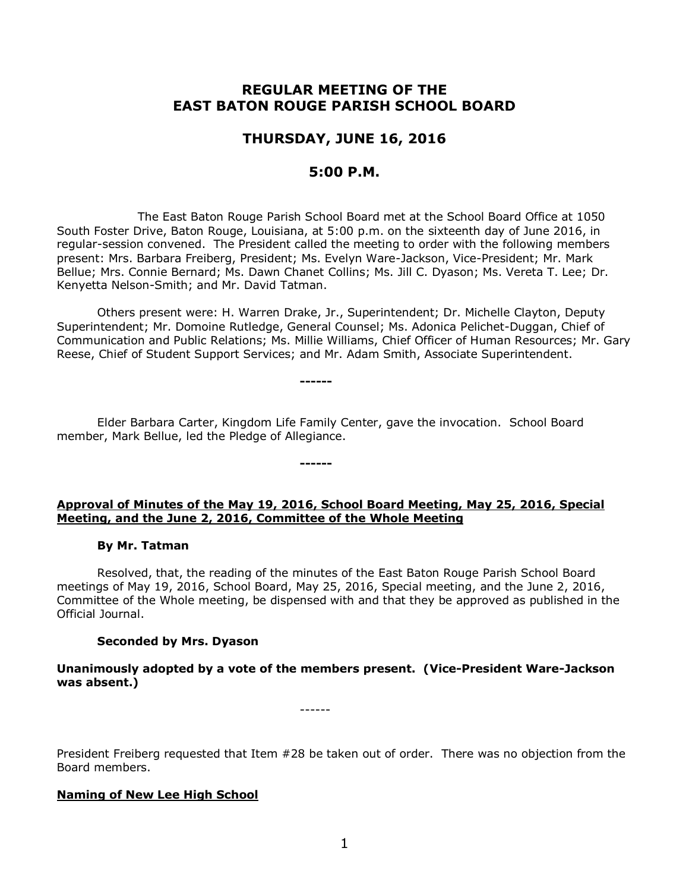# REGULAR MEETING OF THE EAST BATON ROUGE PARISH SCHOOL BOARD

## THURSDAY, JUNE 16, 2016

## 5:00 P.M.

The East Baton Rouge Parish School Board met at the School Board Office at 1050 South Foster Drive, Baton Rouge, Louisiana, at 5:00 p.m. on the sixteenth day of June 2016, in regular-session convened. The President called the meeting to order with the following members present: Mrs. Barbara Freiberg, President; Ms. Evelyn Ware-Jackson, Vice-President; Mr. Mark Bellue; Mrs. Connie Bernard; Ms. Dawn Chanet Collins; Ms. Jill C. Dyason; Ms. Vereta T. Lee; Dr. Kenyetta Nelson-Smith; and Mr. David Tatman.

Others present were: H. Warren Drake, Jr., Superintendent; Dr. Michelle Clayton, Deputy Superintendent; Mr. Domoine Rutledge, General Counsel; Ms. Adonica Pelichet-Duggan, Chief of Communication and Public Relations; Ms. Millie Williams, Chief Officer of Human Resources; Mr. Gary Reese, Chief of Student Support Services; and Mr. Adam Smith, Associate Superintendent.

**------**

Elder Barbara Carter, Kingdom Life Family Center, gave the invocation. School Board member, Mark Bellue, led the Pledge of Allegiance.

**------**

**Approval of Minutes of the May 19, 2016, School Board Meeting, May 25, 2016, Special Meeting, and the June 2, 2016, Committee of the Whole Meeting**

**By Mr. Tatman**

Resolved, that, the reading of the minutes of the East Baton Rouge Parish School Board meetings of May 19, 2016, School Board, May 25, 2016, Special meeting, and the June 2, 2016, Committee of the Whole meeting, be dispensed with and that they be approved as published in the Official Journal.

**Seconded by Mrs. Dyason**

**Unanimously adopted by a vote of the members present. (Vice-President Ware-Jackson was absent.)**

------

President Freiberg requested that Item #28 be taken out of order. There was no objection from the Board members.

**Naming of New Lee High School**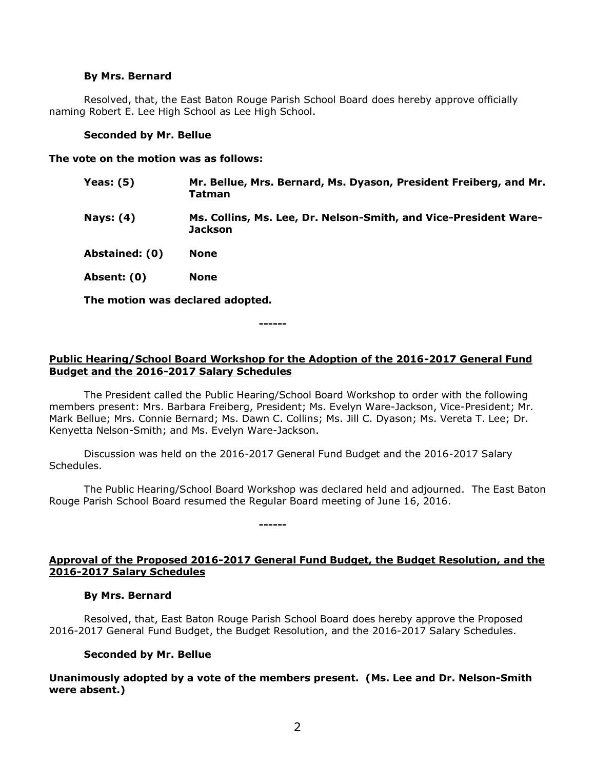**By Mrs. Bernard**

Resolved, that, the East Baton Rouge Parish School Board does hereby approve officially naming Robert E. Lee High School as Lee High School.

**Seconded by Mr. Bellue**

**The vote on the motion was as follows:**

| | |
|---|---|
| **Yeas: (5)** | **Mr. Bellue, Mrs. Bernard, Ms. Dyason, President Freiberg, and Mr. Tatman** |
| **Nays: (4)** | **Ms. Collins, Ms. Lee, Dr. Nelson-Smith, and Vice-President Ware-Jackson** |
| **Abstained: (0)** | **None** |
| **Absent: (0)** | **None** |

**The motion was declared adopted.**

**------**

## Public Hearing/School Board Workshop for the Adoption of the 2016-2017 General Fund Budget and the 2016-2017 Salary Schedules

The President called the Public Hearing/School Board Workshop to order with the following members present: Mrs. Barbara Freiberg, President; Ms. Evelyn Ware-Jackson, Vice-President; Mr. Mark Bellue; Mrs. Connie Bernard; Ms. Dawn C. Collins; Ms. Jill C. Dyason; Ms. Vereta T. Lee; Dr. Kenyetta Nelson-Smith; and Ms. Evelyn Ware-Jackson.

Discussion was held on the 2016-2017 General Fund Budget and the 2016-2017 Salary Schedules.

The Public Hearing/School Board Workshop was declared held and adjourned. The East Baton Rouge Parish School Board resumed the Regular Board meeting of June 16, 2016.

**------**

## Approval of the Proposed 2016-2017 General Fund Budget, the Budget Resolution, and the 2016-2017 Salary Schedules

**By Mrs. Bernard**

Resolved, that, East Baton Rouge Parish School Board does hereby approve the Proposed 2016-2017 General Fund Budget, the Budget Resolution, and the 2016-2017 Salary Schedules.

**Seconded by Mr. Bellue**

**Unanimously adopted by a vote of the members present. (Ms. Lee and Dr. Nelson-Smith were absent.)**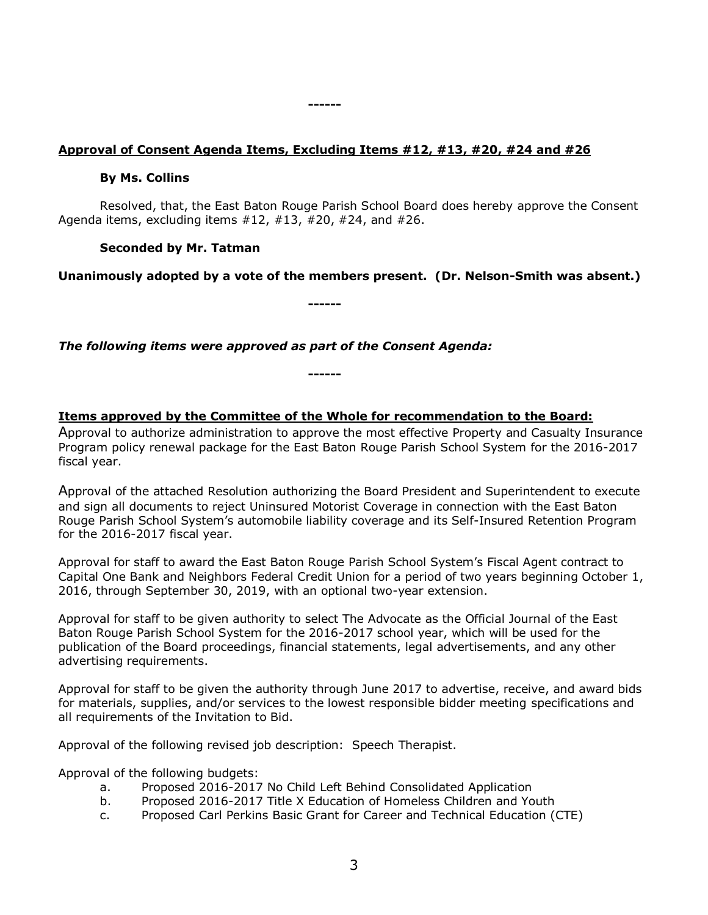------

**Approval of Consent Agenda Items, Excluding Items #12, #13, #20, #24 and #26**

**By Ms. Collins**

Resolved, that, the East Baton Rouge Parish School Board does hereby approve the Consent Agenda items, excluding items #12, #13, #20, #24, and #26.

**Seconded by Mr. Tatman**

**Unanimously adopted by a vote of the members present. (Dr. Nelson-Smith was absent.)**

------

***The following items were approved as part of the Consent Agenda:***

------

**Items approved by the Committee of the Whole for recommendation to the Board:**

Approval to authorize administration to approve the most effective Property and Casualty Insurance Program policy renewal package for the East Baton Rouge Parish School System for the 2016-2017 fiscal year.

Approval of the attached Resolution authorizing the Board President and Superintendent to execute and sign all documents to reject Uninsured Motorist Coverage in connection with the East Baton Rouge Parish School System's automobile liability coverage and its Self-Insured Retention Program for the 2016-2017 fiscal year.

Approval for staff to award the East Baton Rouge Parish School System's Fiscal Agent contract to Capital One Bank and Neighbors Federal Credit Union for a period of two years beginning October 1, 2016, through September 30, 2019, with an optional two-year extension.

Approval for staff to be given authority to select The Advocate as the Official Journal of the East Baton Rouge Parish School System for the 2016-2017 school year, which will be used for the publication of the Board proceedings, financial statements, legal advertisements, and any other advertising requirements.

Approval for staff to be given the authority through June 2017 to advertise, receive, and award bids for materials, supplies, and/or services to the lowest responsible bidder meeting specifications and all requirements of the Invitation to Bid.

Approval of the following revised job description: Speech Therapist.

Approval of the following budgets:

a. Proposed 2016-2017 No Child Left Behind Consolidated Application
b. Proposed 2016-2017 Title X Education of Homeless Children and Youth
c. Proposed Carl Perkins Basic Grant for Career and Technical Education (CTE)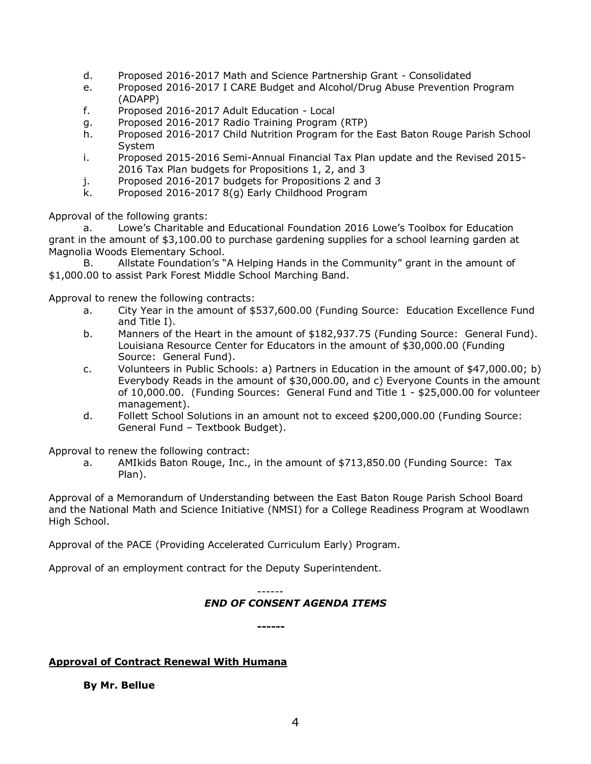d. Proposed 2016-2017 Math and Science Partnership Grant - Consolidated
e. Proposed 2016-2017 I CARE Budget and Alcohol/Drug Abuse Prevention Program (ADAPP)
f. Proposed 2016-2017 Adult Education - Local
g. Proposed 2016-2017 Radio Training Program (RTP)
h. Proposed 2016-2017 Child Nutrition Program for the East Baton Rouge Parish School System
i. Proposed 2015-2016 Semi-Annual Financial Tax Plan update and the Revised 2015-2016 Tax Plan budgets for Propositions 1, 2, and 3
j. Proposed 2016-2017 budgets for Propositions 2 and 3
k. Proposed 2016-2017 8(g) Early Childhood Program

Approval of the following grants:

a. Lowe's Charitable and Educational Foundation 2016 Lowe's Toolbox for Education grant in the amount of $3,100.00 to purchase gardening supplies for a school learning garden at Magnolia Woods Elementary School.

B. Allstate Foundation's "A Helping Hands in the Community" grant in the amount of $1,000.00 to assist Park Forest Middle School Marching Band.

Approval to renew the following contracts:

a. City Year in the amount of $537,600.00 (Funding Source: Education Excellence Fund and Title I).
b. Manners of the Heart in the amount of $182,937.75 (Funding Source: General Fund). Louisiana Resource Center for Educators in the amount of $30,000.00 (Funding Source: General Fund).
c. Volunteers in Public Schools: a) Partners in Education in the amount of $47,000.00; b) Everybody Reads in the amount of $30,000.00, and c) Everyone Counts in the amount of 10,000.00. (Funding Sources: General Fund and Title 1 - $25,000.00 for volunteer management).
d. Follett School Solutions in an amount not to exceed $200,000.00 (Funding Source: General Fund – Textbook Budget).

Approval to renew the following contract:

a. AMIkids Baton Rouge, Inc., in the amount of $713,850.00 (Funding Source: Tax Plan).

Approval of a Memorandum of Understanding between the East Baton Rouge Parish School Board and the National Math and Science Initiative (NMSI) for a College Readiness Program at Woodlawn High School.

Approval of the PACE (Providing Accelerated Curriculum Early) Program.

Approval of an employment contract for the Deputy Superintendent.

------

***END OF CONSENT AGENDA ITEMS***

**------**

**Approval of Contract Renewal With Humana**

**By Mr. Bellue**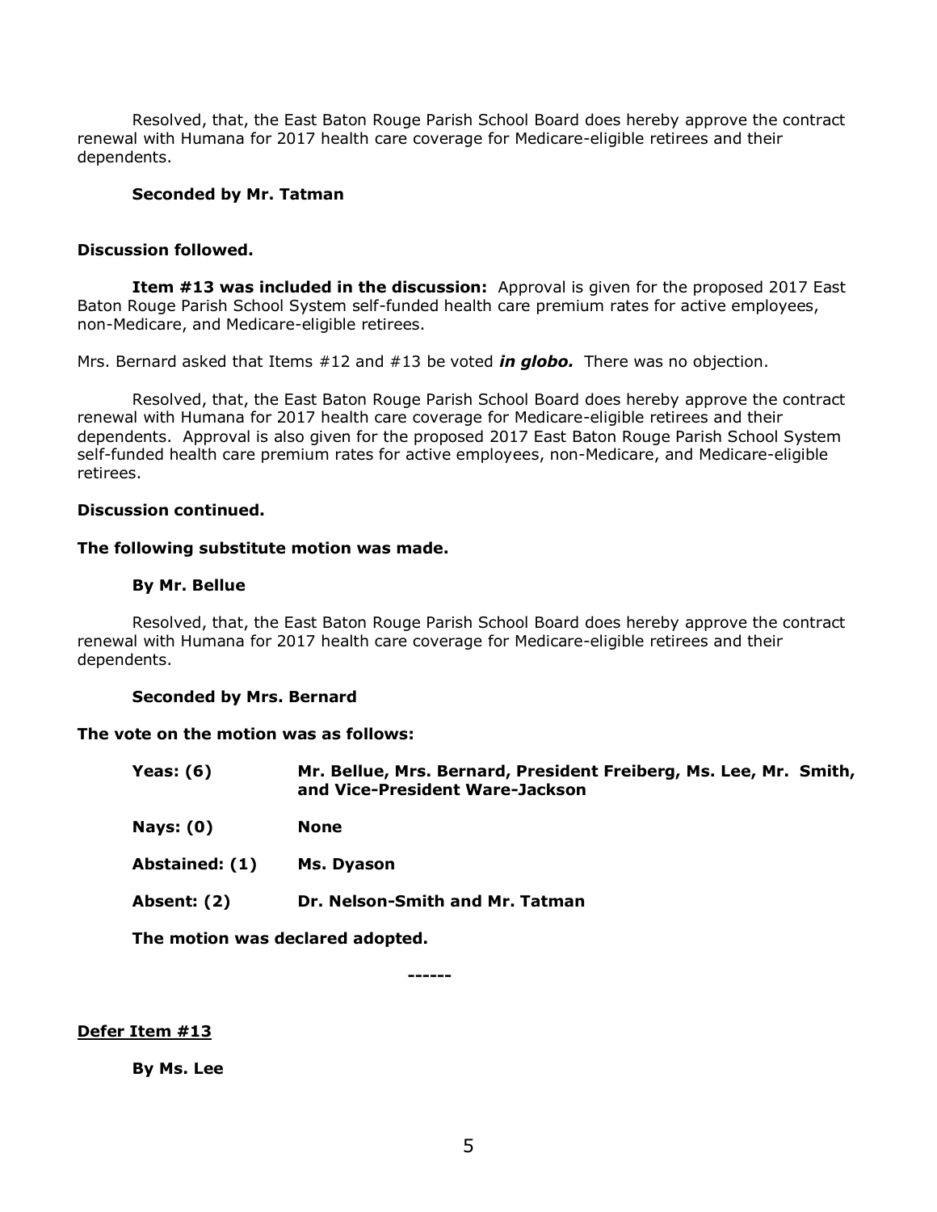Resolved, that, the East Baton Rouge Parish School Board does hereby approve the contract renewal with Humana for 2017 health care coverage for Medicare-eligible retirees and their dependents.

**Seconded by Mr. Tatman**

**Discussion followed.**

**Item #13 was included in the discussion:** Approval is given for the proposed 2017 East Baton Rouge Parish School System self-funded health care premium rates for active employees, non-Medicare, and Medicare-eligible retirees.

Mrs. Bernard asked that Items #12 and #13 be voted ***in globo.*** There was no objection.

Resolved, that, the East Baton Rouge Parish School Board does hereby approve the contract renewal with Humana for 2017 health care coverage for Medicare-eligible retirees and their dependents. Approval is also given for the proposed 2017 East Baton Rouge Parish School System self-funded health care premium rates for active employees, non-Medicare, and Medicare-eligible retirees.

**Discussion continued.**

**The following substitute motion was made.**

**By Mr. Bellue**

Resolved, that, the East Baton Rouge Parish School Board does hereby approve the contract renewal with Humana for 2017 health care coverage for Medicare-eligible retirees and their dependents.

**Seconded by Mrs. Bernard**

**The vote on the motion was as follows:**

| | |
|---|---|
| **Yeas: (6)** | **Mr. Bellue, Mrs. Bernard, President Freiberg, Ms. Lee, Mr. Smith, and Vice-President Ware-Jackson** |
| **Nays: (0)** | **None** |
| **Abstained: (1)** | **Ms. Dyason** |
| **Absent: (2)** | **Dr. Nelson-Smith and Mr. Tatman** |

**The motion was declared adopted.**

**------**

**Defer Item #13**

**By Ms. Lee**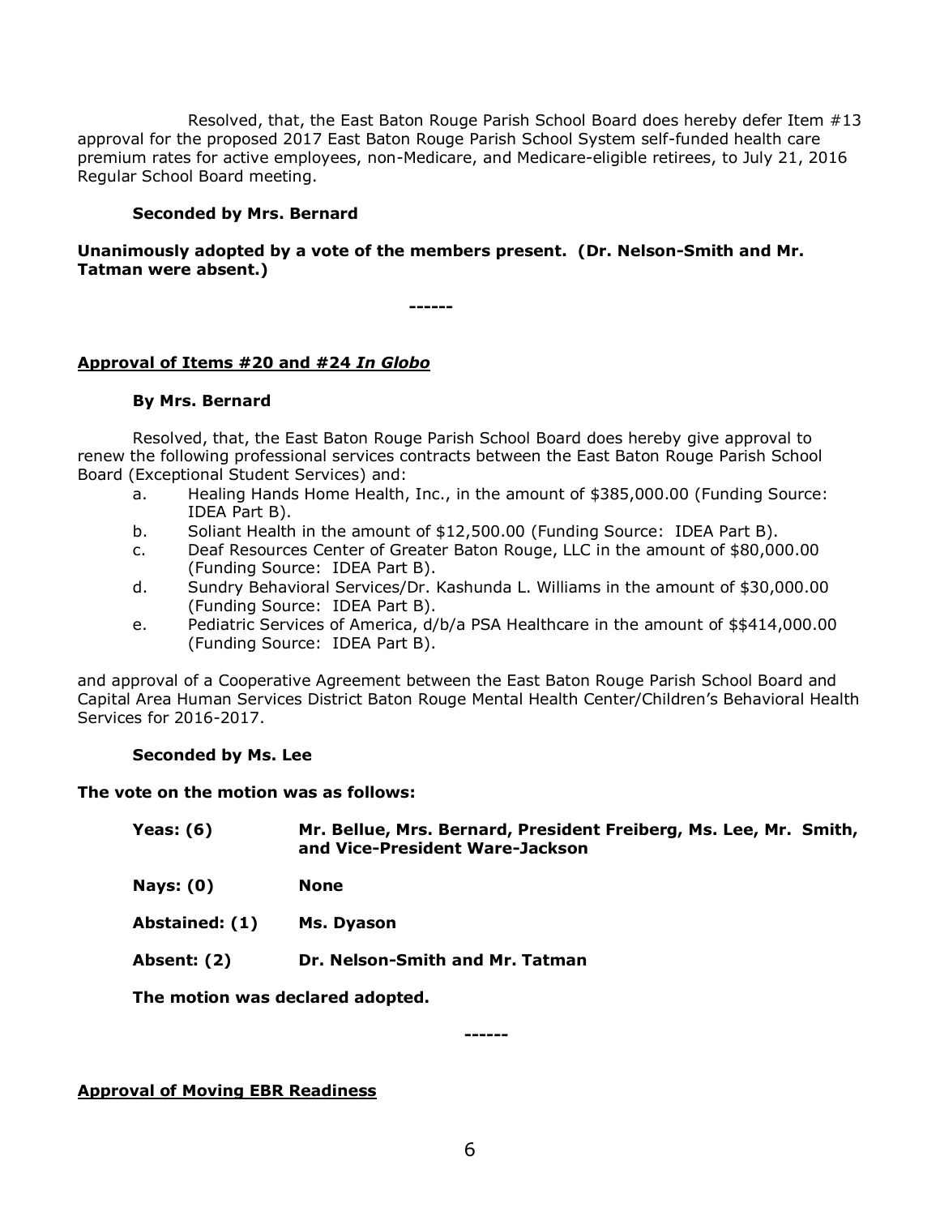Resolved, that, the East Baton Rouge Parish School Board does hereby defer Item #13 approval for the proposed 2017 East Baton Rouge Parish School System self-funded health care premium rates for active employees, non-Medicare, and Medicare-eligible retirees, to July 21, 2016 Regular School Board meeting.

**Seconded by Mrs. Bernard**

**Unanimously adopted by a vote of the members present. (Dr. Nelson-Smith and Mr. Tatman were absent.)**

**------**

**<u>Approval of Items #20 and #24 *In Globo*</u>**

**By Mrs. Bernard**

Resolved, that, the East Baton Rouge Parish School Board does hereby give approval to renew the following professional services contracts between the East Baton Rouge Parish School Board (Exceptional Student Services) and:

a. Healing Hands Home Health, Inc., in the amount of $385,000.00 (Funding Source: IDEA Part B).
b. Soliant Health in the amount of $12,500.00 (Funding Source: IDEA Part B).
c. Deaf Resources Center of Greater Baton Rouge, LLC in the amount of $80,000.00 (Funding Source: IDEA Part B).
d. Sundry Behavioral Services/Dr. Kashunda L. Williams in the amount of $30,000.00 (Funding Source: IDEA Part B).
e. Pediatric Services of America, d/b/a PSA Healthcare in the amount of $$414,000.00 (Funding Source: IDEA Part B).

and approval of a Cooperative Agreement between the East Baton Rouge Parish School Board and Capital Area Human Services District Baton Rouge Mental Health Center/Children's Behavioral Health Services for 2016-2017.

**Seconded by Ms. Lee**

**The vote on the motion was as follows:**

**Yeas: (6)** **Mr. Bellue, Mrs. Bernard, President Freiberg, Ms. Lee, Mr. Smith, and Vice-President Ware-Jackson**

**Nays: (0)** **None**

**Abstained: (1)** **Ms. Dyason**

**Absent: (2)** **Dr. Nelson-Smith and Mr. Tatman**

**The motion was declared adopted.**

**------**

**<u>Approval of Moving EBR Readiness</u>**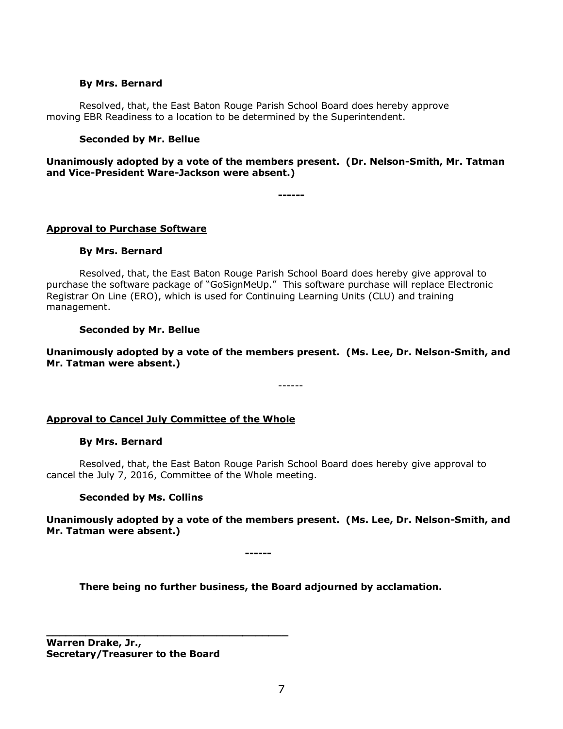**By Mrs. Bernard**

Resolved, that, the East Baton Rouge Parish School Board does hereby approve moving EBR Readiness to a location to be determined by the Superintendent.

**Seconded by Mr. Bellue**

**Unanimously adopted by a vote of the members present. (Dr. Nelson-Smith, Mr. Tatman and Vice-President Ware-Jackson were absent.)**

**------**

**Approval to Purchase Software**

**By Mrs. Bernard**

Resolved, that, the East Baton Rouge Parish School Board does hereby give approval to purchase the software package of "GoSignMeUp." This software purchase will replace Electronic Registrar On Line (ERO), which is used for Continuing Learning Units (CLU) and training management.

**Seconded by Mr. Bellue**

**Unanimously adopted by a vote of the members present. (Ms. Lee, Dr. Nelson-Smith, and Mr. Tatman were absent.)**

------

**Approval to Cancel July Committee of the Whole**

**By Mrs. Bernard**

Resolved, that, the East Baton Rouge Parish School Board does hereby give approval to cancel the July 7, 2016, Committee of the Whole meeting.

**Seconded by Ms. Collins**

**Unanimously adopted by a vote of the members present. (Ms. Lee, Dr. Nelson-Smith, and Mr. Tatman were absent.)**

**------**

**There being no further business, the Board adjourned by acclamation.**

**\_\_\_\_\_\_\_\_\_\_\_\_\_\_\_\_\_\_\_\_\_\_\_\_\_\_\_\_\_\_\_\_\_\_\_\_\_\_**

**Warren Drake, Jr.,**
**Secretary/Treasurer to the Board**